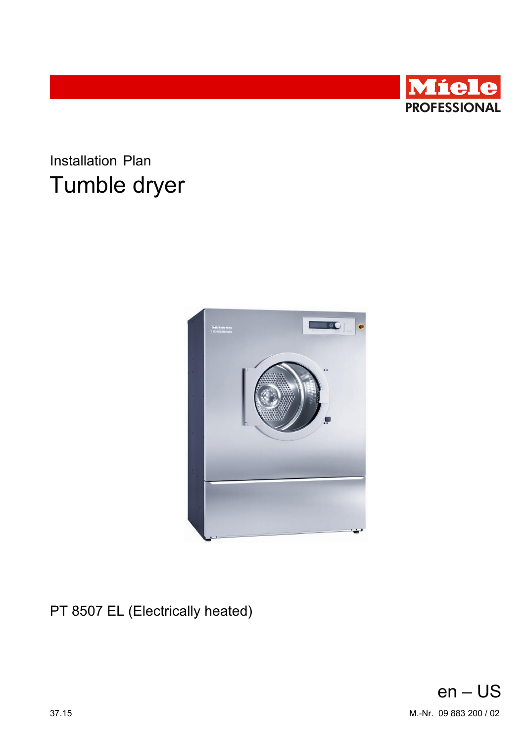Miele PROFESSIONAL

Installation Plan

# Tumble dryer

PT 8507 EL (Electrically heated)

en – US

37.15

M.-Nr. 09 883 200 / 02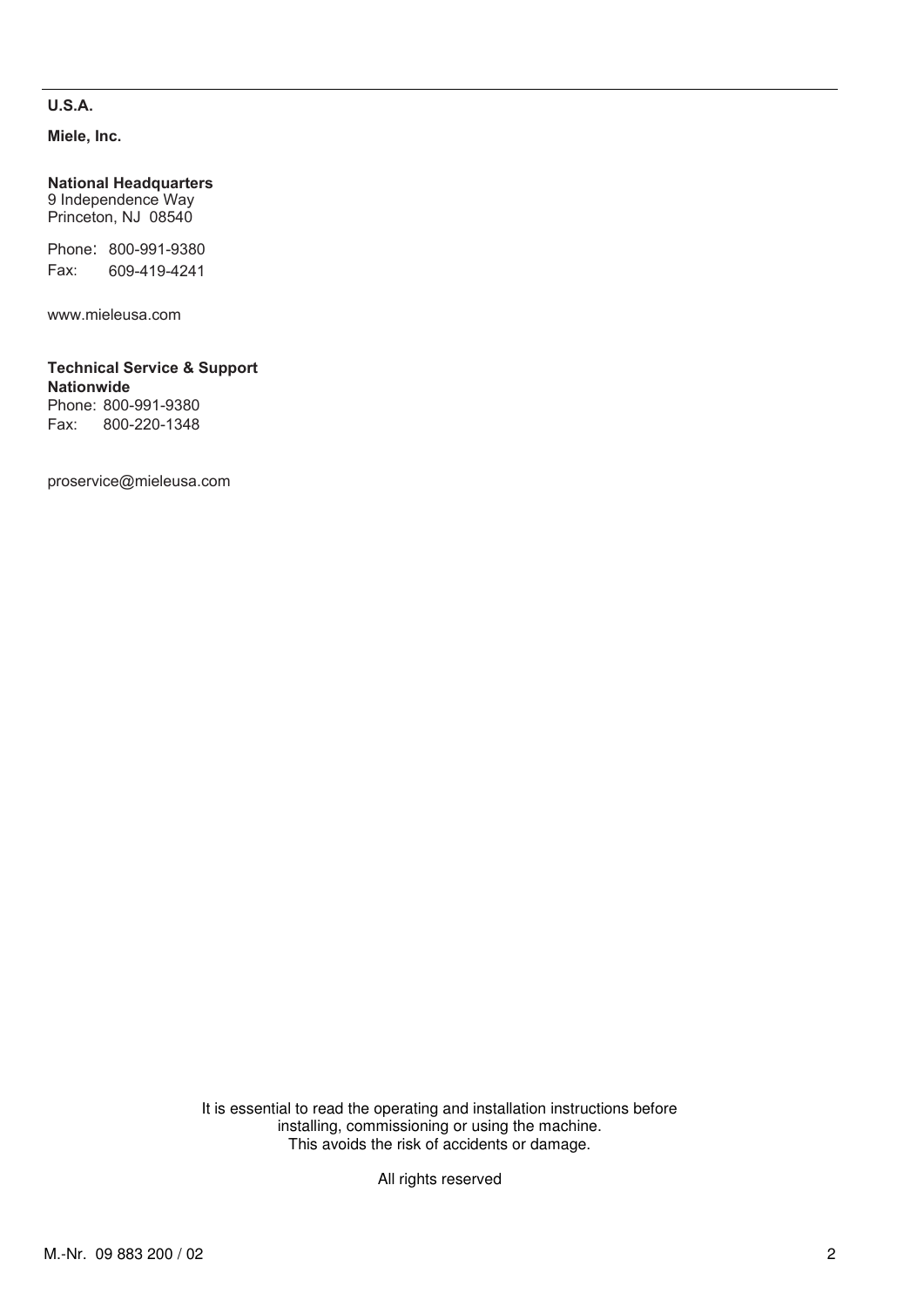**U.S.A.**

**Miele, Inc.**

**National Headquarters**
9 Independence Way
Princeton, NJ 08540

Phone: 800-991-9380
Fax: 609-419-4241

www.mieleusa.com

**Technical Service & Support**
**Nationwide**
Phone: 800-991-9380
Fax: 800-220-1348

proservice@mieleusa.com

It is essential to read the operating and installation instructions before installing, commissioning or using the machine.
This avoids the risk of accidents or damage.

All rights reserved

M.-Nr. 09 883 200 / 02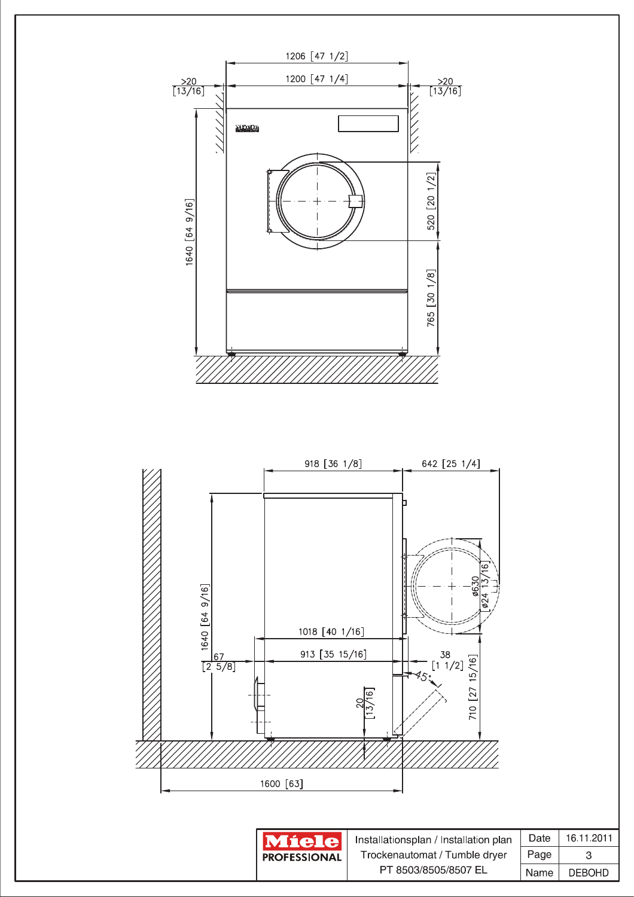1206 [47 1/2]

1200 [47 1/4]

>20 [13/16]

>20 [13/16]

1640 [64 9/16]

520 [20 1/2]

765 [30 1/8]

918 [36 1/8]

642 [25 1/4]

ø630 [ø24 13/16]

1640 [64 9/16]

1018 [40 1/16]

913 [35 15/16]

67 [2 5/8]

38 [1 1/2]

45°

20 [13/16]

710 [27 15/16]

1600 [63]

| Miele PROFESSIONAL | Installationsplan / Installation plan<br>Trockenautomat / Tumble dryer<br>PT 8503/8505/8507 EL | Date | 16.11.2011 |
|---|---|---|---|
| | | Page | 3 |
| | | Name | DEBOHD |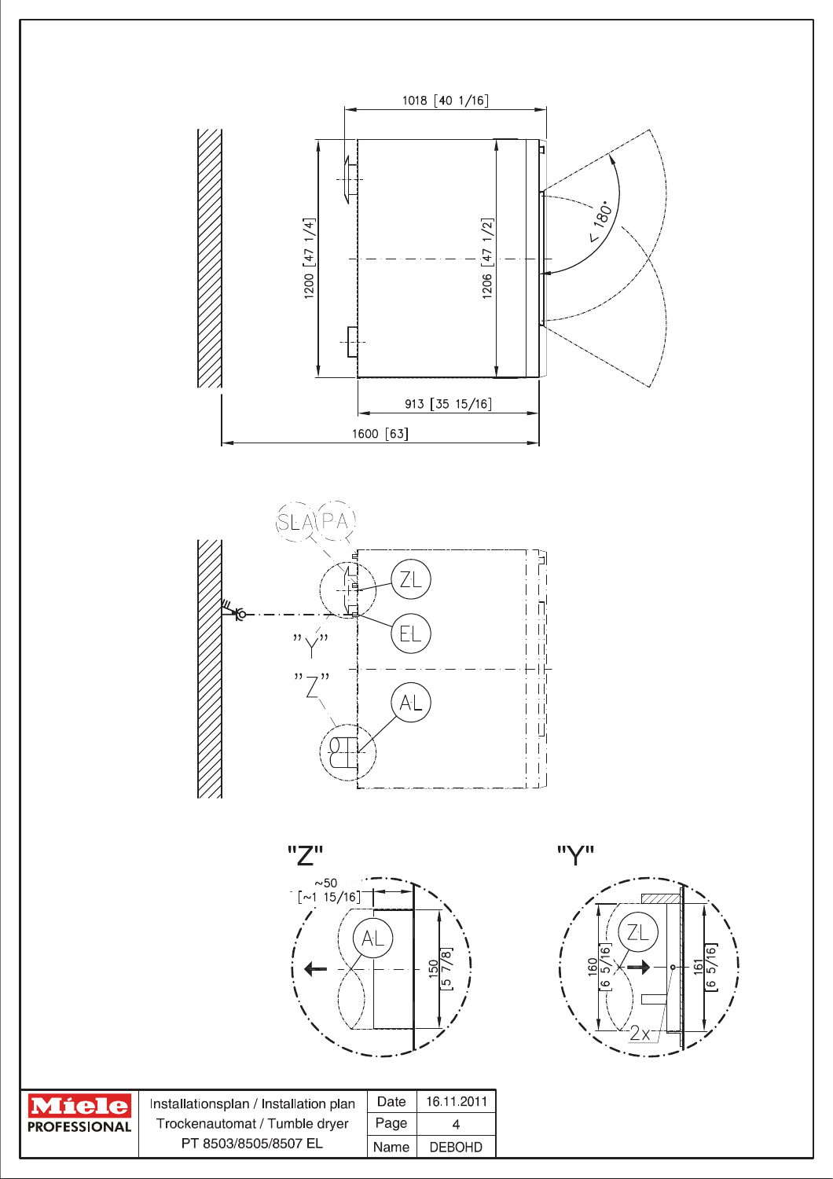1018 [40 1/16]

1200 [47 1/4]

1206 [47 1/2]

< 180°

913 [35 15/16]

1600 [63]

SLA PA

ZL

EL

"Y"

"Z"

AL

"Z"

~50 [~1 15/16]

AL

150 [5 7/8]

"Y"

ZL

160 [6 5/16]

161 [6 5/16]

2x

| Miele PROFESSIONAL | Installationsplan / Installation plan<br>Trockenautomat / Tumble dryer<br>PT 8503/8505/8507 EL | Date | 16.11.2011 |
|---|---|---|---|
| | | Page | 4 |
| | | Name | DEBOHD |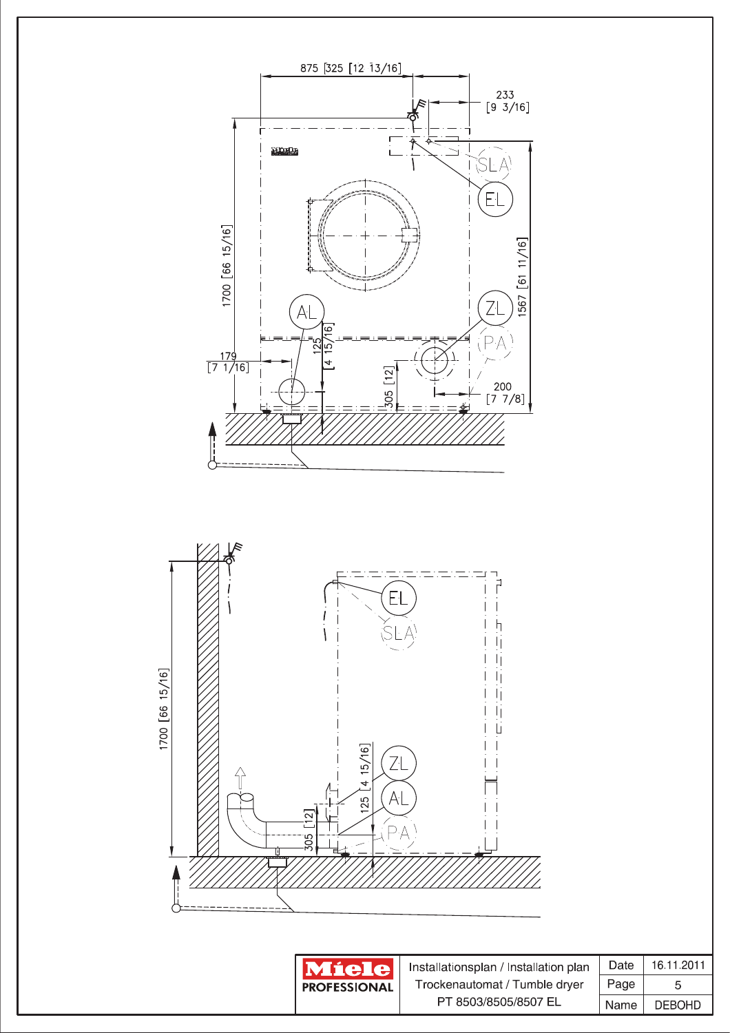875 [325 [12 13/16]

233
[9 3/16]

SLA

EL

1700 [66 15/16]

1567 [61 11/16]

AL

ZL

PA

125 [4 15/16]

179
[7 1/16]

305 [12]

200
[7 7/8]

EL

SLA

1700 [66 15/16]

ZL

AL

PA

125 [4 15/16]

305 [12]

| Miele PROFESSIONAL | Installationsplan / Installation plan<br>Trockenautomat / Tumble dryer<br>PT 8503/8505/8507 EL | Date | 16.11.2011 |
|---|---|---|---|
| | | Page | 5 |
| | | Name | DEBOHD |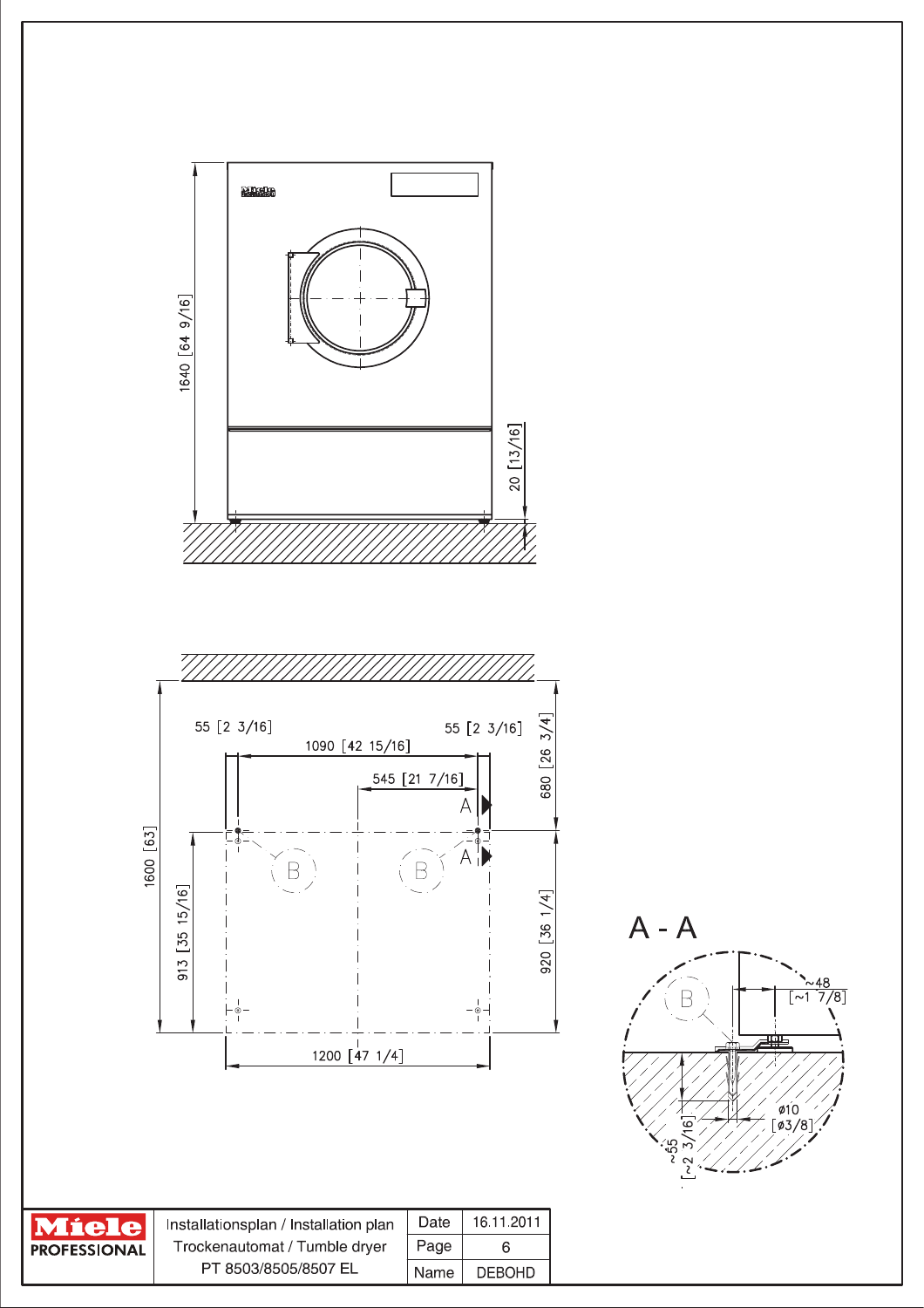1640 [64 9/16]

20 [13/16]

55 [2 3/16]

1090 [42 15/16]

55 [2 3/16]

545 [21 7/16]

680 [26 3/4]

A

A

B

B

1600 [63]

913 [35 15/16]

920 [36 1/4]

1200 [47 1/4]

## A - A

B

~48 [~1 7/8]

ø10 [ø3/8]

~55 [~2 3/16]

| Miele PROFESSIONAL | Installationsplan / Installation plan | Date | 16.11.2011 |
|---|---|---|---|
| | Trockenautomat / Tumble dryer | Page | 6 |
| | PT 8503/8505/8507 EL | Name | DEBOHD |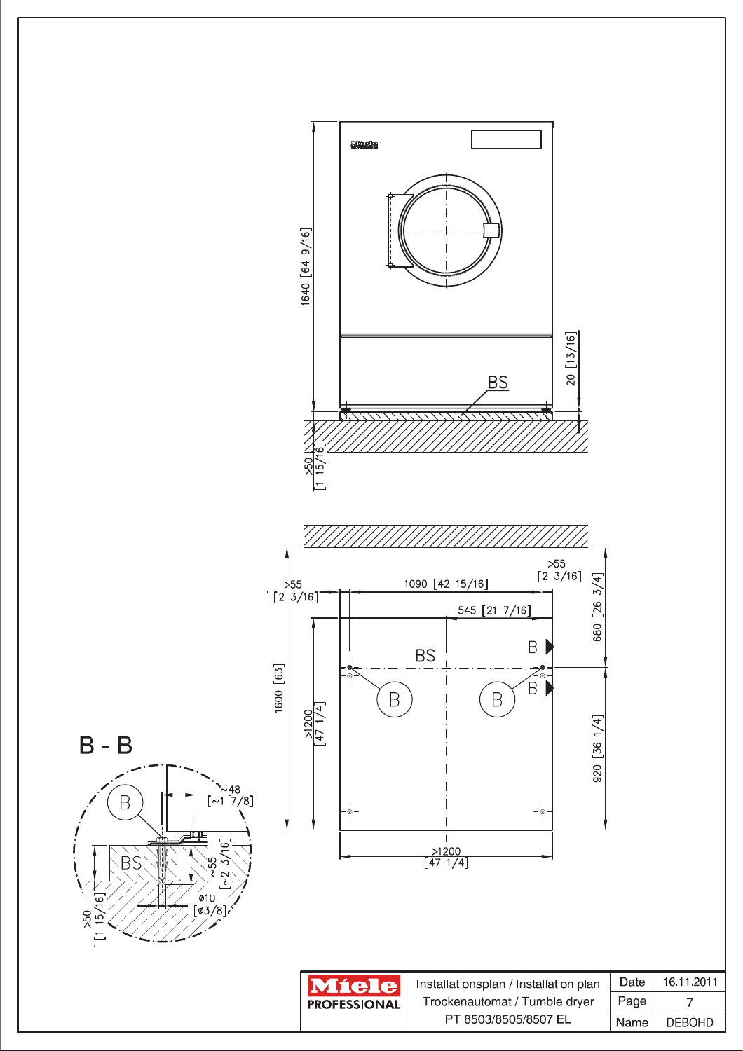1640 [64 9/16]

20 [13/16]

BS

>50 [1 15/16]

>55 [2 3/16]

1090 [42 15/16]

>55 [2 3/16]

545 [21 7/16]

680 [26 3/4]

BS

B

B

B

B

1600 [63]

>1200 [47 1/4]

920 [36 1/4]

>1200 [47 1/4]

## B - B

B

~48 [~1 7/8]

BS

~55 [~2 3/16]

ø10 [ø3/8]

>50 [1 15/16]

| Miele PROFESSIONAL | Installationsplan / Installation plan | Date | 16.11.2011 |
|---|---|---|---|
| | Trockenautomat / Tumble dryer | Page | 7 |
| | PT 8503/8505/8507 EL | Name | DEBOHD |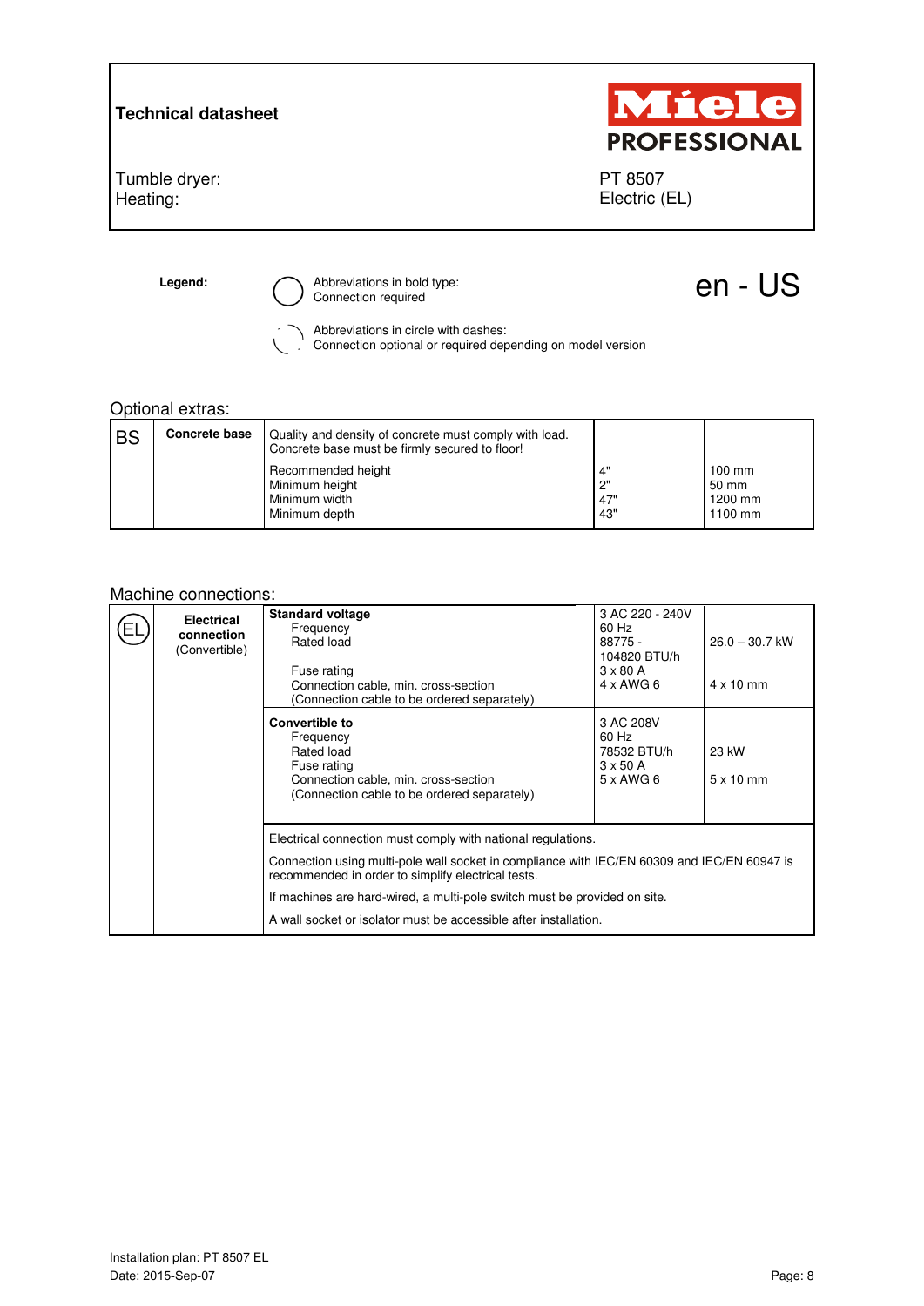**Technical datasheet**

Miele PROFESSIONAL

| | |
|---|---|
| Tumble dryer: | PT 8507 |
| Heating: | Electric (EL) |

**Legend:**

- Abbreviations in bold type: Connection required
- Abbreviations in circle with dashes: Connection optional or required depending on model version

en - US

## Optional extras:

| | | | | |
|---|---|---|---|---|
| BS | **Concrete base** | Quality and density of concrete must comply with load. Concrete base must be firmly secured to floor! | | |
| | | Recommended height<br>Minimum height<br>Minimum width<br>Minimum depth | 4"<br>2"<br>47"<br>43" | 100 mm<br>50 mm<br>1200 mm<br>1100 mm |

## Machine connections:

| | | | | |
|---|---|---|---|---|
| EL | **Electrical connection** (Convertible) | **Standard voltage**<br>Frequency<br>Rated load<br><br>Fuse rating<br>Connection cable, min. cross-section<br>(Connection cable to be ordered separately) | 3 AC 220 - 240V<br>60 Hz<br>88775 - 104820 BTU/h<br>3 x 80 A<br>4 x AWG 6 | <br><br>26.0 – 30.7 kW<br><br>4 x 10 mm |
| | | **Convertible to**<br>Frequency<br>Rated load<br>Fuse rating<br>Connection cable, min. cross-section<br>(Connection cable to be ordered separately) | 3 AC 208V<br>60 Hz<br>78532 BTU/h<br>3 x 50 A<br>5 x AWG 6 | <br><br>23 kW<br><br>5 x 10 mm |
| | | Electrical connection must comply with national regulations.<br>Connection using multi-pole wall socket in compliance with IEC/EN 60309 and IEC/EN 60947 is recommended in order to simplify electrical tests.<br>If machines are hard-wired, a multi-pole switch must be provided on site.<br>A wall socket or isolator must be accessible after installation. | | |

Installation plan: PT 8507 EL
Date: 2015-Sep-07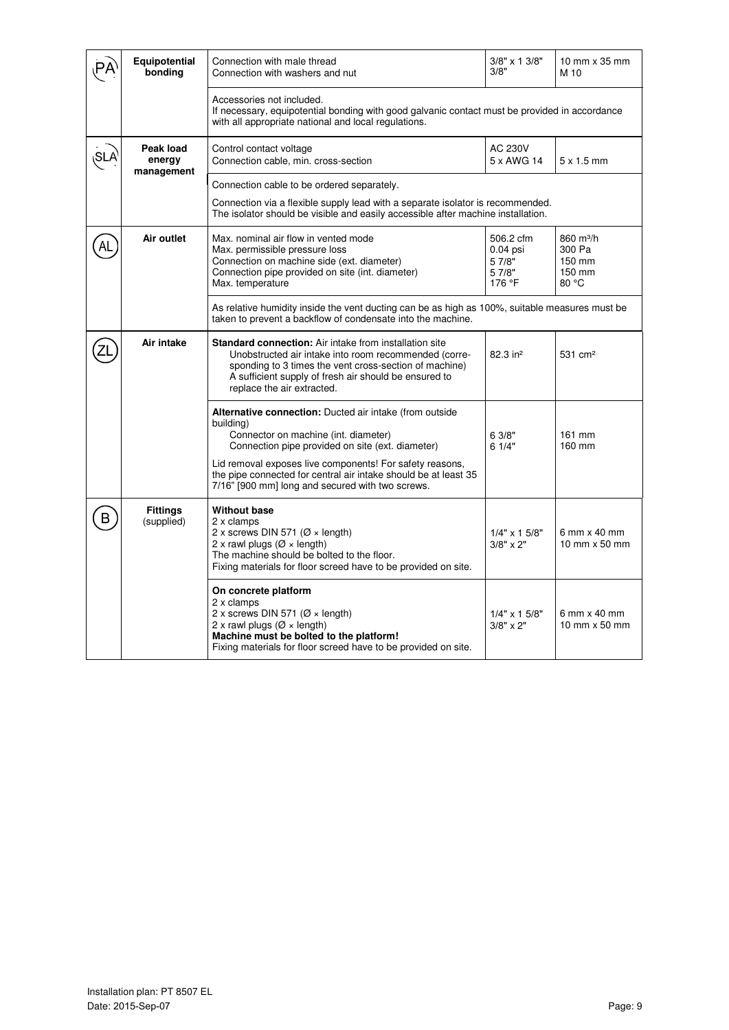| | | | | |
|---|---|---|---|---|
| PA | **Equipotential bonding** | Connection with male thread<br>Connection with washers and nut | 3/8" x 1 3/8"<br>3/8" | 10 mm x 35 mm<br>M 10 |
| | | Accessories not included.<br>If necessary, equipotential bonding with good galvanic contact must be provided in accordance with all appropriate national and local regulations. | | |
| SLA | **Peak load energy management** | Control contact voltage<br>Connection cable, min. cross-section | AC 230V<br>5 x AWG 14 | 5 x 1.5 mm |
| | | Connection cable to be ordered separately.<br>Connection via a flexible supply lead with a separate isolator is recommended. The isolator should be visible and easily accessible after machine installation. | | |
| AL | **Air outlet** | Max. nominal air flow in vented mode<br>Max. permissible pressure loss<br>Connection on machine side (ext. diameter)<br>Connection pipe provided on site (int. diameter)<br>Max. temperature | 506.2 cfm<br>0.04 psi<br>5 7/8"<br>5 7/8"<br>176 °F | 860 m³/h<br>300 Pa<br>150 mm<br>150 mm<br>80 °C |
| | | As relative humidity inside the vent ducting can be as high as 100%, suitable measures must be taken to prevent a backflow of condensate into the machine. | | |
| ZL | **Air intake** | **Standard connection:** Air intake from installation site<br>Unobstructed air intake into room recommended (corresponding to 3 times the vent cross-section of machine)<br>A sufficient supply of fresh air should be ensured to replace the air extracted. | 82.3 in² | 531 cm² |
| | | **Alternative connection:** Ducted air intake (from outside building)<br>Connector on machine (int. diameter)<br>Connection pipe provided on site (ext. diameter)<br>Lid removal exposes live components! For safety reasons, the pipe connected for central air intake should be at least 35 7/16" [900 mm] long and secured with two screws. | 6 3/8"<br>6 1/4" | 161 mm<br>160 mm |
| B | **Fittings** (supplied) | **Without base**<br>2 x clamps<br>2 x screws DIN 571 (Ø × length)<br>2 x rawl plugs (Ø × length)<br>The machine should be bolted to the floor.<br>Fixing materials for floor screed have to be provided on site. | 1/4" x 1 5/8"<br>3/8" x 2" | 6 mm x 40 mm<br>10 mm x 50 mm |
| | | **On concrete platform**<br>2 x clamps<br>2 x screws DIN 571 (Ø × length)<br>2 x rawl plugs (Ø × length)<br>**Machine must be bolted to the platform!**<br>Fixing materials for floor screed have to be provided on site. | 1/4" x 1 5/8"<br>3/8" x 2" | 6 mm x 40 mm<br>10 mm x 50 mm |

Installation plan: PT 8507 EL
Date: 2015-Sep-07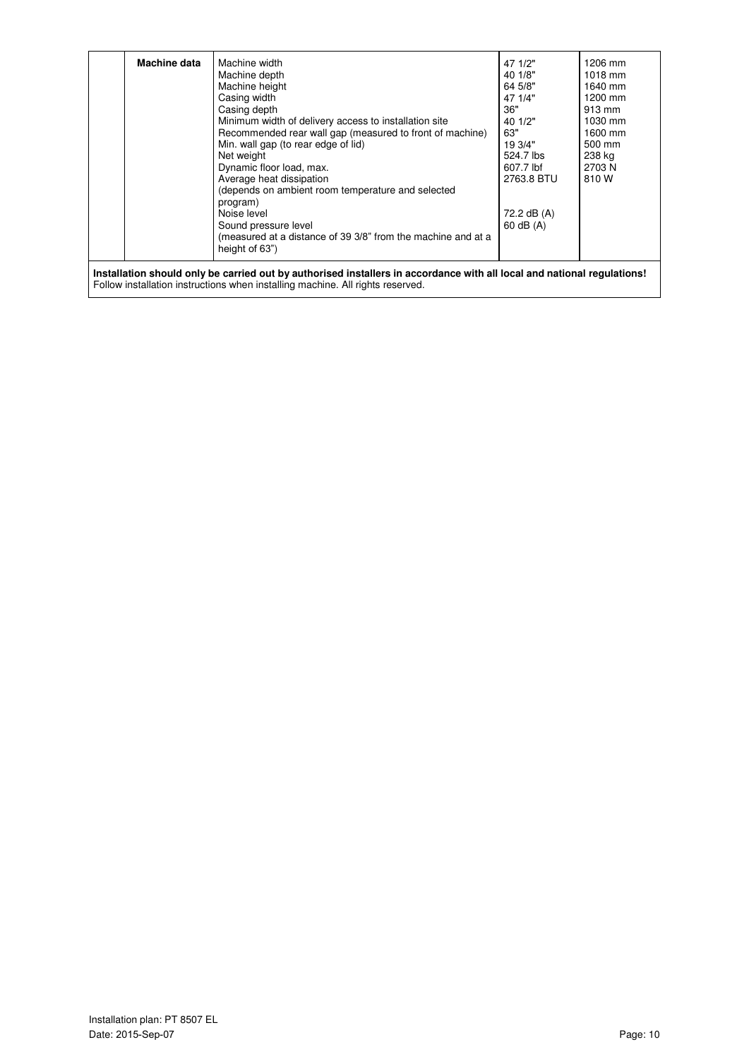| | | | | |
|---|---|---|---|---|
| | **Machine data** | Machine width | 47 1/2" | 1206 mm |
| | | Machine depth | 40 1/8" | 1018 mm |
| | | Machine height | 64 5/8" | 1640 mm |
| | | Casing width | 47 1/4" | 1200 mm |
| | | Casing depth | 36" | 913 mm |
| | | Minimum width of delivery access to installation site | 40 1/2" | 1030 mm |
| | | Recommended rear wall gap (measured to front of machine) | 63" | 1600 mm |
| | | Min. wall gap (to rear edge of lid) | 19 3/4" | 500 mm |
| | | Net weight | 524.7 lbs | 238 kg |
| | | Dynamic floor load, max. | 607.7 lbf | 2703 N |
| | | Average heat dissipation (depends on ambient room temperature and selected program) | 2763.8 BTU | 810 W |
| | | Noise level | 72.2 dB (A) | |
| | | Sound pressure level (measured at a distance of 39 3/8" from the machine and at a height of 63") | 60 dB (A) | |

**Installation should only be carried out by authorised installers in accordance with all local and national regulations!**
Follow installation instructions when installing machine. All rights reserved.

Installation plan: PT 8507 EL
Date: 2015-Sep-07